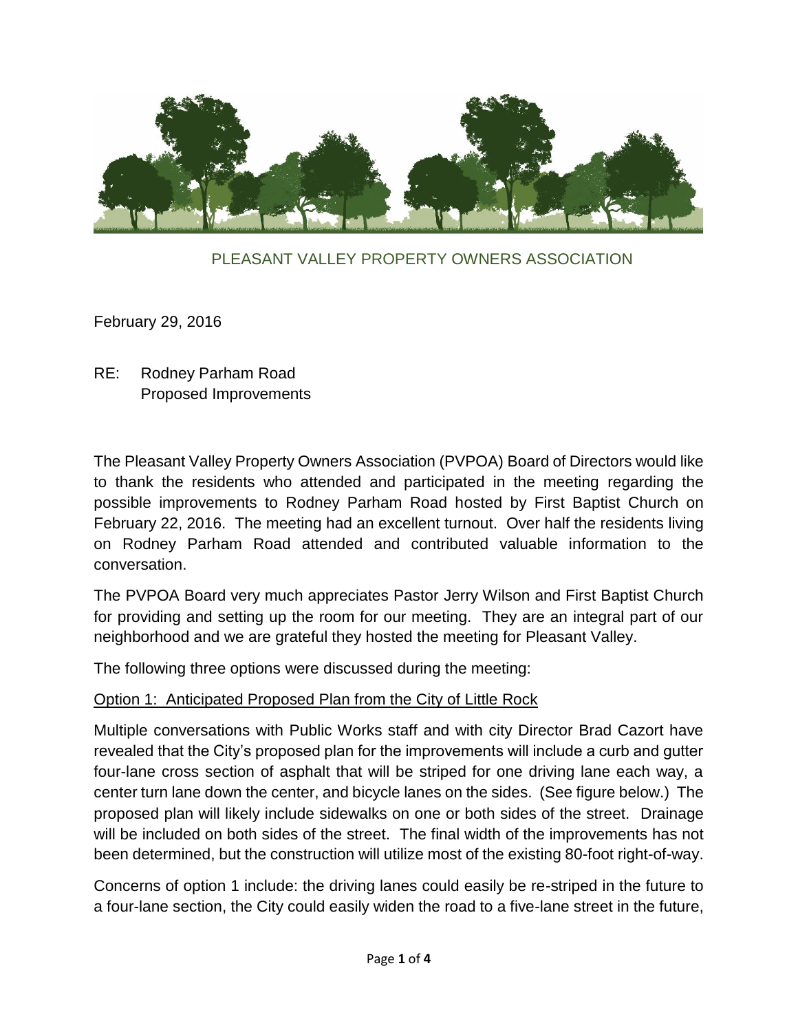PLEASANT VALLEY PROPERTY OWNERS ASSOCIATION

February 29, 2016

RE: Rodney Parham Road
Proposed Improvements

The Pleasant Valley Property Owners Association (PVPOA) Board of Directors would like to thank the residents who attended and participated in the meeting regarding the possible improvements to Rodney Parham Road hosted by First Baptist Church on February 22, 2016. The meeting had an excellent turnout. Over half the residents living on Rodney Parham Road attended and contributed valuable information to the conversation.

The PVPOA Board very much appreciates Pastor Jerry Wilson and First Baptist Church for providing and setting up the room for our meeting. They are an integral part of our neighborhood and we are grateful they hosted the meeting for Pleasant Valley.

The following three options were discussed during the meeting:

<u>Option 1: Anticipated Proposed Plan from the City of Little Rock</u>

Multiple conversations with Public Works staff and with city Director Brad Cazort have revealed that the City's proposed plan for the improvements will include a curb and gutter four-lane cross section of asphalt that will be striped for one driving lane each way, a center turn lane down the center, and bicycle lanes on the sides. (See figure below.) The proposed plan will likely include sidewalks on one or both sides of the street. Drainage will be included on both sides of the street. The final width of the improvements has not been determined, but the construction will utilize most of the existing 80-foot right-of-way.

Concerns of option 1 include: the driving lanes could easily be re-striped in the future to a four-lane section, the City could easily widen the road to a five-lane street in the future,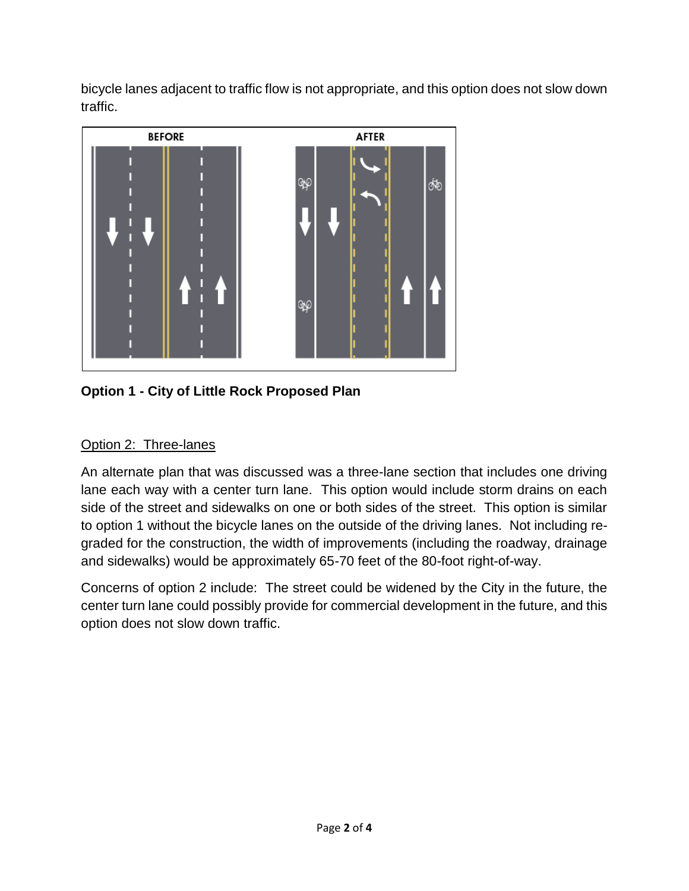bicycle lanes adjacent to traffic flow is not appropriate, and this option does not slow down traffic.

**Option 1 - City of Little Rock Proposed Plan**

## Option 2: Three-lanes

An alternate plan that was discussed was a three-lane section that includes one driving lane each way with a center turn lane. This option would include storm drains on each side of the street and sidewalks on one or both sides of the street. This option is similar to option 1 without the bicycle lanes on the outside of the driving lanes. Not including re-graded for the construction, the width of improvements (including the roadway, drainage and sidewalks) would be approximately 65-70 feet of the 80-foot right-of-way.

Concerns of option 2 include: The street could be widened by the City in the future, the center turn lane could possibly provide for commercial development in the future, and this option does not slow down traffic.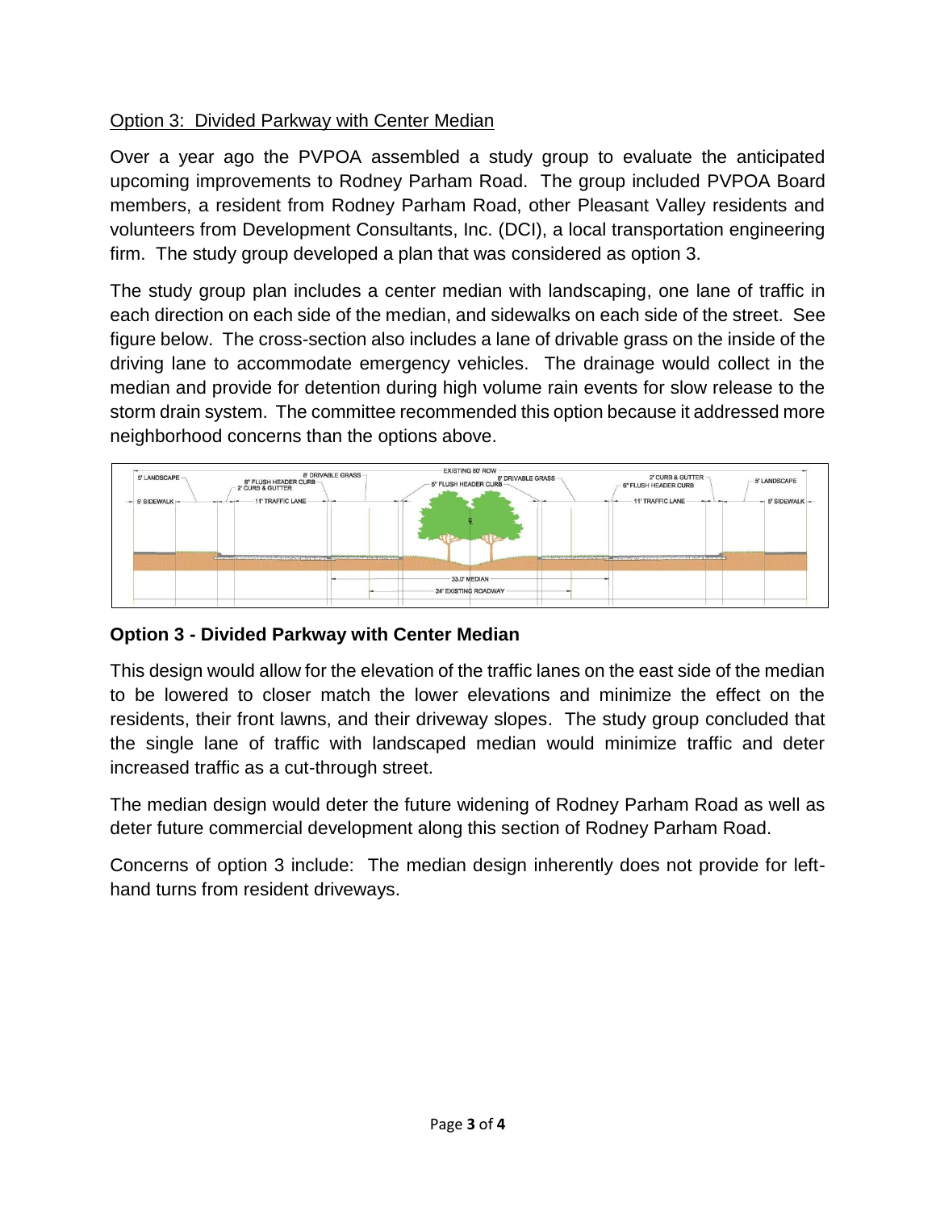Option 3: Divided Parkway with Center Median

Over a year ago the PVPOA assembled a study group to evaluate the anticipated upcoming improvements to Rodney Parham Road. The group included PVPOA Board members, a resident from Rodney Parham Road, other Pleasant Valley residents and volunteers from Development Consultants, Inc. (DCI), a local transportation engineering firm. The study group developed a plan that was considered as option 3.

The study group plan includes a center median with landscaping, one lane of traffic in each direction on each side of the median, and sidewalks on each side of the street. See figure below. The cross-section also includes a lane of drivable grass on the inside of the driving lane to accommodate emergency vehicles. The drainage would collect in the median and provide for detention during high volume rain events for slow release to the storm drain system. The committee recommended this option because it addressed more neighborhood concerns than the options above.

**Option 3 - Divided Parkway with Center Median**

This design would allow for the elevation of the traffic lanes on the east side of the median to be lowered to closer match the lower elevations and minimize the effect on the residents, their front lawns, and their driveway slopes. The study group concluded that the single lane of traffic with landscaped median would minimize traffic and deter increased traffic as a cut-through street.

The median design would deter the future widening of Rodney Parham Road as well as deter future commercial development along this section of Rodney Parham Road.

Concerns of option 3 include: The median design inherently does not provide for left-hand turns from resident driveways.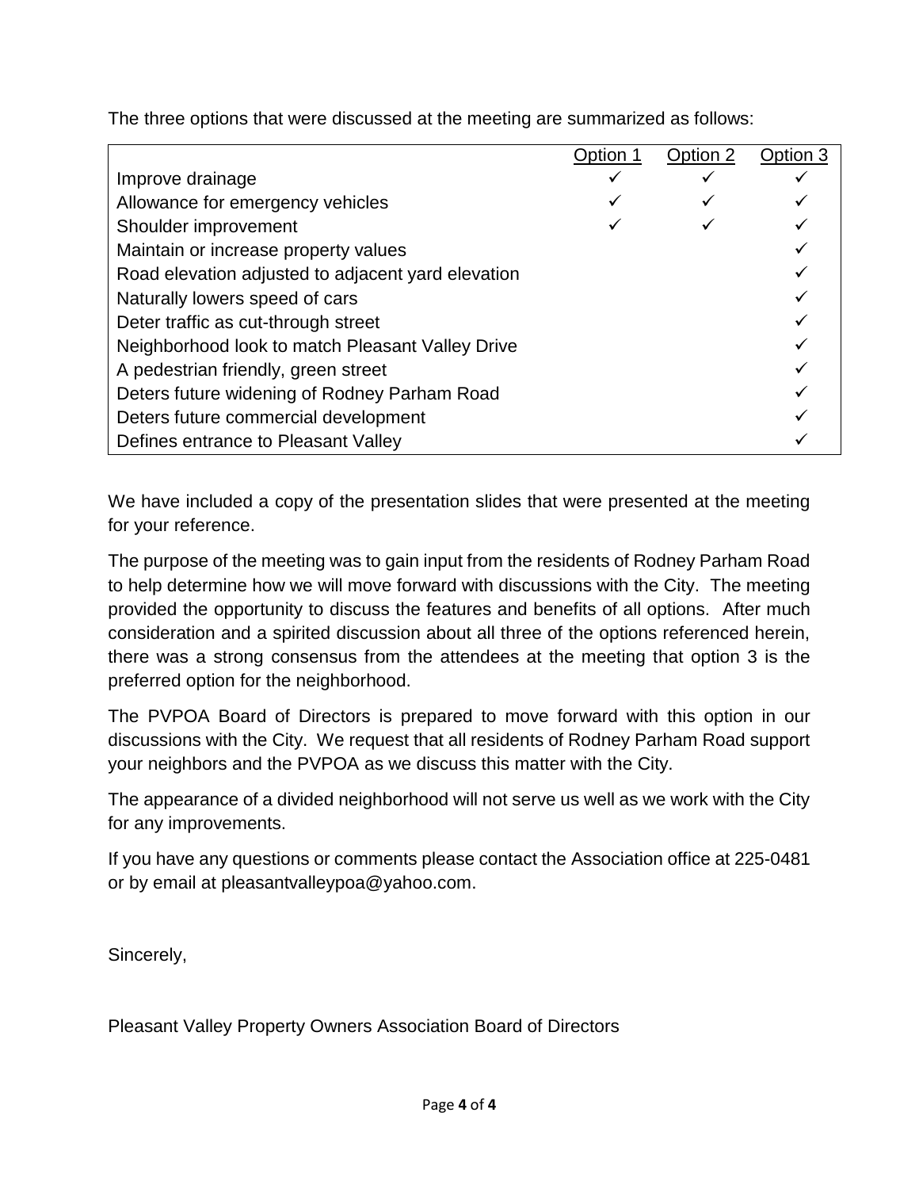The three options that were discussed at the meeting are summarized as follows:

| | Option 1 | Option 2 | Option 3 |
|---|---|---|---|
| Improve drainage | ✓ | ✓ | ✓ |
| Allowance for emergency vehicles | ✓ | ✓ | ✓ |
| Shoulder improvement | ✓ | ✓ | ✓ |
| Maintain or increase property values | | | ✓ |
| Road elevation adjusted to adjacent yard elevation | | | ✓ |
| Naturally lowers speed of cars | | | ✓ |
| Deter traffic as cut-through street | | | ✓ |
| Neighborhood look to match Pleasant Valley Drive | | | ✓ |
| A pedestrian friendly, green street | | | ✓ |
| Deters future widening of Rodney Parham Road | | | ✓ |
| Deters future commercial development | | | ✓ |
| Defines entrance to Pleasant Valley | | | ✓ |

We have included a copy of the presentation slides that were presented at the meeting for your reference.

The purpose of the meeting was to gain input from the residents of Rodney Parham Road to help determine how we will move forward with discussions with the City. The meeting provided the opportunity to discuss the features and benefits of all options. After much consideration and a spirited discussion about all three of the options referenced herein, there was a strong consensus from the attendees at the meeting that option 3 is the preferred option for the neighborhood.

The PVPOA Board of Directors is prepared to move forward with this option in our discussions with the City. We request that all residents of Rodney Parham Road support your neighbors and the PVPOA as we discuss this matter with the City.

The appearance of a divided neighborhood will not serve us well as we work with the City for any improvements.

If you have any questions or comments please contact the Association office at 225-0481 or by email at pleasantvalleypoa@yahoo.com.

Sincerely,

Pleasant Valley Property Owners Association Board of Directors